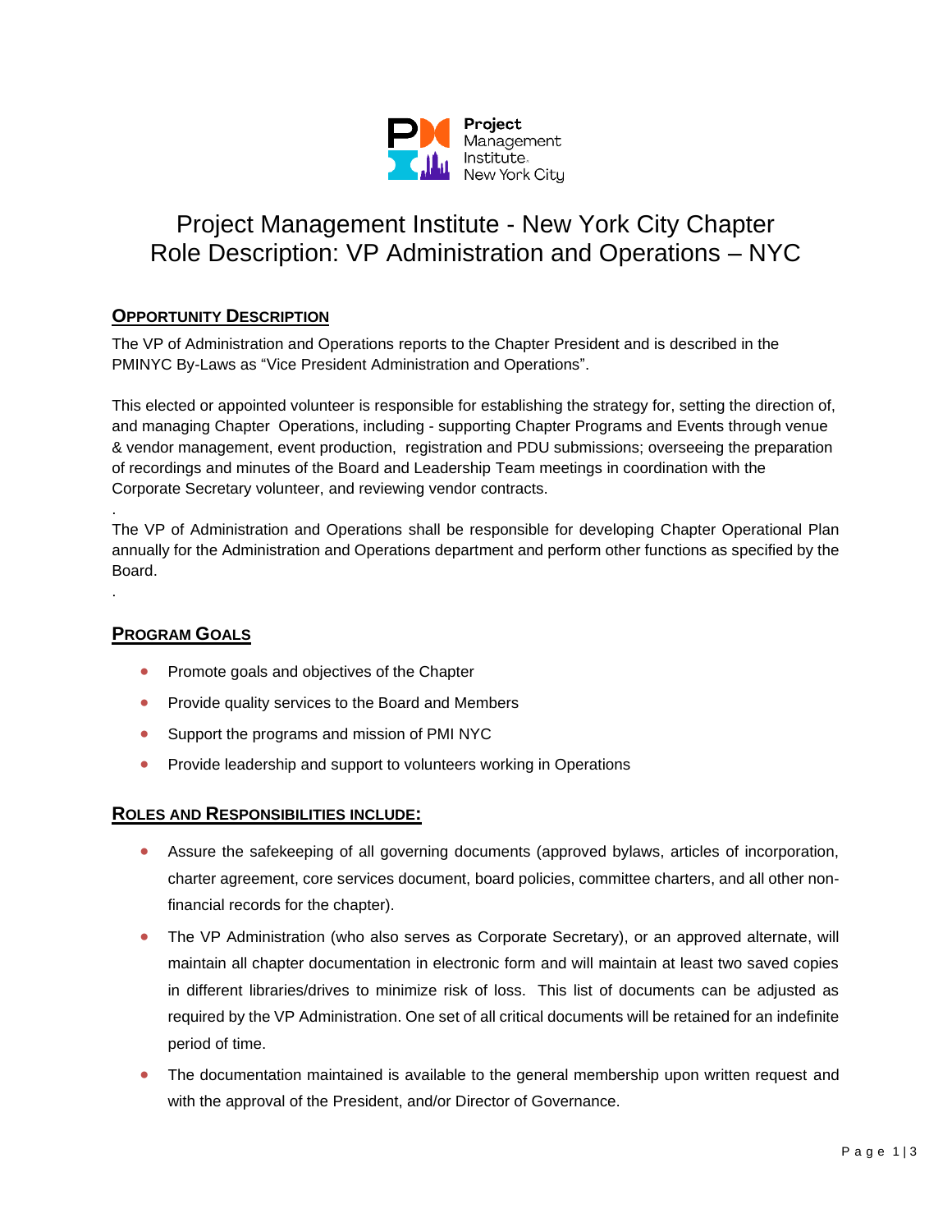# Project Management Institute - New York City Chapter
# Role Description: VP Administration and Operations – NYC

## OPPORTUNITY DESCRIPTION

The VP of Administration and Operations reports to the Chapter President and is described in the PMINYC By-Laws as "Vice President Administration and Operations".

This elected or appointed volunteer is responsible for establishing the strategy for, setting the direction of, and managing Chapter Operations, including - supporting Chapter Programs and Events through venue & vendor management, event production, registration and PDU submissions; overseeing the preparation of recordings and minutes of the Board and Leadership Team meetings in coordination with the Corporate Secretary volunteer, and reviewing vendor contracts.

.

The VP of Administration and Operations shall be responsible for developing Chapter Operational Plan annually for the Administration and Operations department and perform other functions as specified by the Board.

.

## PROGRAM GOALS

- Promote goals and objectives of the Chapter
- Provide quality services to the Board and Members
- Support the programs and mission of PMI NYC
- Provide leadership and support to volunteers working in Operations

## ROLES AND RESPONSIBILITIES INCLUDE:

- Assure the safekeeping of all governing documents (approved bylaws, articles of incorporation, charter agreement, core services document, board policies, committee charters, and all other non-financial records for the chapter).
- The VP Administration (who also serves as Corporate Secretary), or an approved alternate, will maintain all chapter documentation in electronic form and will maintain at least two saved copies in different libraries/drives to minimize risk of loss. This list of documents can be adjusted as required by the VP Administration. One set of all critical documents will be retained for an indefinite period of time.
- The documentation maintained is available to the general membership upon written request and with the approval of the President, and/or Director of Governance.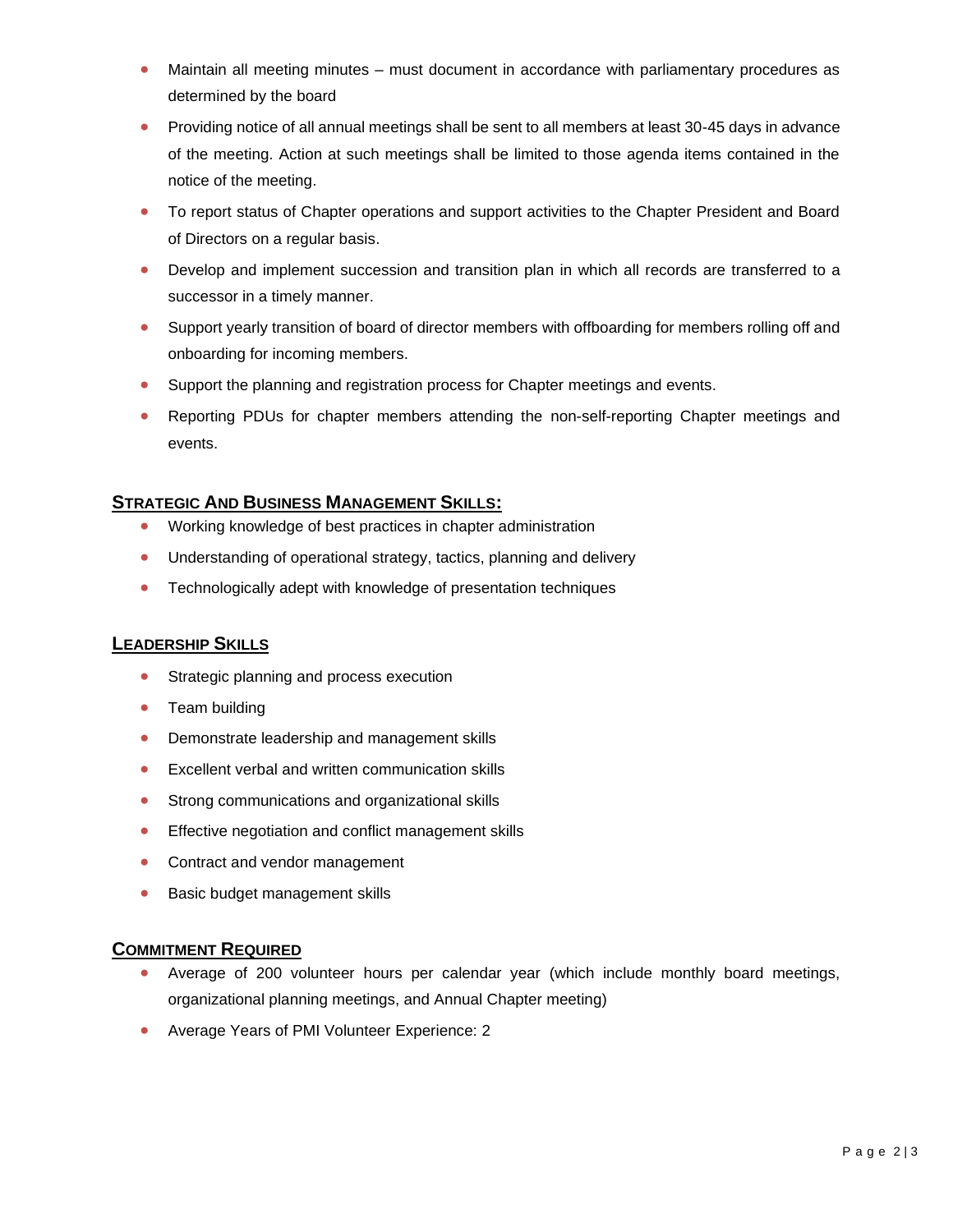- Maintain all meeting minutes – must document in accordance with parliamentary procedures as determined by the board
- Providing notice of all annual meetings shall be sent to all members at least 30-45 days in advance of the meeting. Action at such meetings shall be limited to those agenda items contained in the notice of the meeting.
- To report status of Chapter operations and support activities to the Chapter President and Board of Directors on a regular basis.
- Develop and implement succession and transition plan in which all records are transferred to a successor in a timely manner.
- Support yearly transition of board of director members with offboarding for members rolling off and onboarding for incoming members.
- Support the planning and registration process for Chapter meetings and events.
- Reporting PDUs for chapter members attending the non-self-reporting Chapter meetings and events.

## Strategic And Business Management Skills:

- Working knowledge of best practices in chapter administration
- Understanding of operational strategy, tactics, planning and delivery
- Technologically adept with knowledge of presentation techniques

## Leadership Skills

- Strategic planning and process execution
- Team building
- Demonstrate leadership and management skills
- Excellent verbal and written communication skills
- Strong communications and organizational skills
- Effective negotiation and conflict management skills
- Contract and vendor management
- Basic budget management skills

## Commitment Required

- Average of 200 volunteer hours per calendar year (which include monthly board meetings, organizational planning meetings, and Annual Chapter meeting)
- Average Years of PMI Volunteer Experience: 2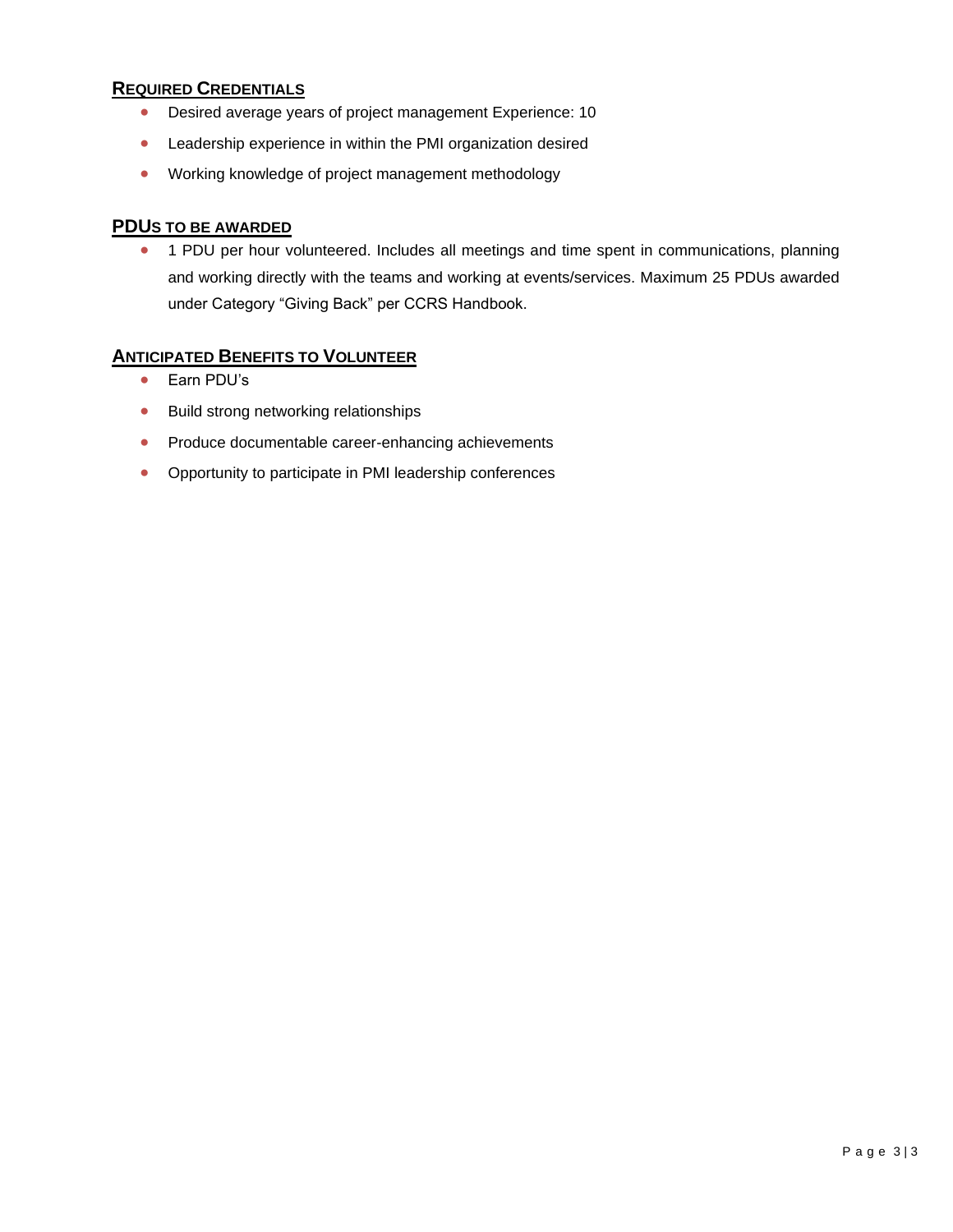## Required Credentials

- Desired average years of project management Experience: 10
- Leadership experience in within the PMI organization desired
- Working knowledge of project management methodology

## PDUs to be awarded

- 1 PDU per hour volunteered. Includes all meetings and time spent in communications, planning and working directly with the teams and working at events/services. Maximum 25 PDUs awarded under Category "Giving Back" per CCRS Handbook.

## Anticipated Benefits to Volunteer

- Earn PDU's
- Build strong networking relationships
- Produce documentable career-enhancing achievements
- Opportunity to participate in PMI leadership conferences